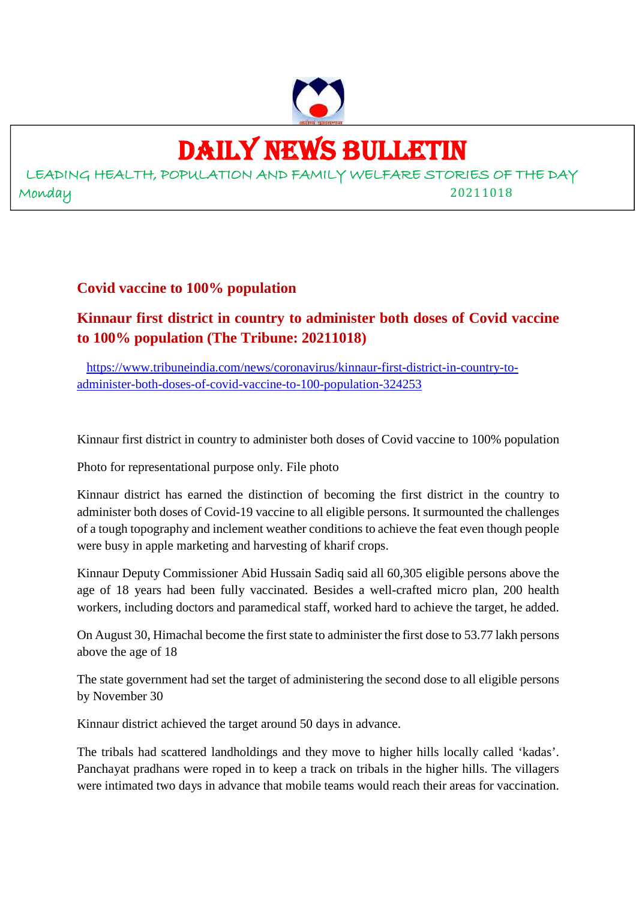# DAILY NEWS BULLETIN

LEADING HEALTH, POPULATION AND FAMILY WELFARE STORIES OF THE DAY

Monday 20211018

## Covid vaccine to 100% population

## Kinnaur first district in country to administer both doses of Covid vaccine to 100% population (The Tribune: 20211018)

https://www.tribuneindia.com/news/coronavirus/kinnaur-first-district-in-country-to-administer-both-doses-of-covid-vaccine-to-100-population-324253

Kinnaur first district in country to administer both doses of Covid vaccine to 100% population

Photo for representational purpose only. File photo

Kinnaur district has earned the distinction of becoming the first district in the country to administer both doses of Covid-19 vaccine to all eligible persons. It surmounted the challenges of a tough topography and inclement weather conditions to achieve the feat even though people were busy in apple marketing and harvesting of kharif crops.

Kinnaur Deputy Commissioner Abid Hussain Sadiq said all 60,305 eligible persons above the age of 18 years had been fully vaccinated. Besides a well-crafted micro plan, 200 health workers, including doctors and paramedical staff, worked hard to achieve the target, he added.

On August 30, Himachal become the first state to administer the first dose to 53.77 lakh persons above the age of 18

The state government had set the target of administering the second dose to all eligible persons by November 30

Kinnaur district achieved the target around 50 days in advance.

The tribals had scattered landholdings and they move to higher hills locally called 'kadas'. Panchayat pradhans were roped in to keep a track on tribals in the higher hills. The villagers were intimated two days in advance that mobile teams would reach their areas for vaccination.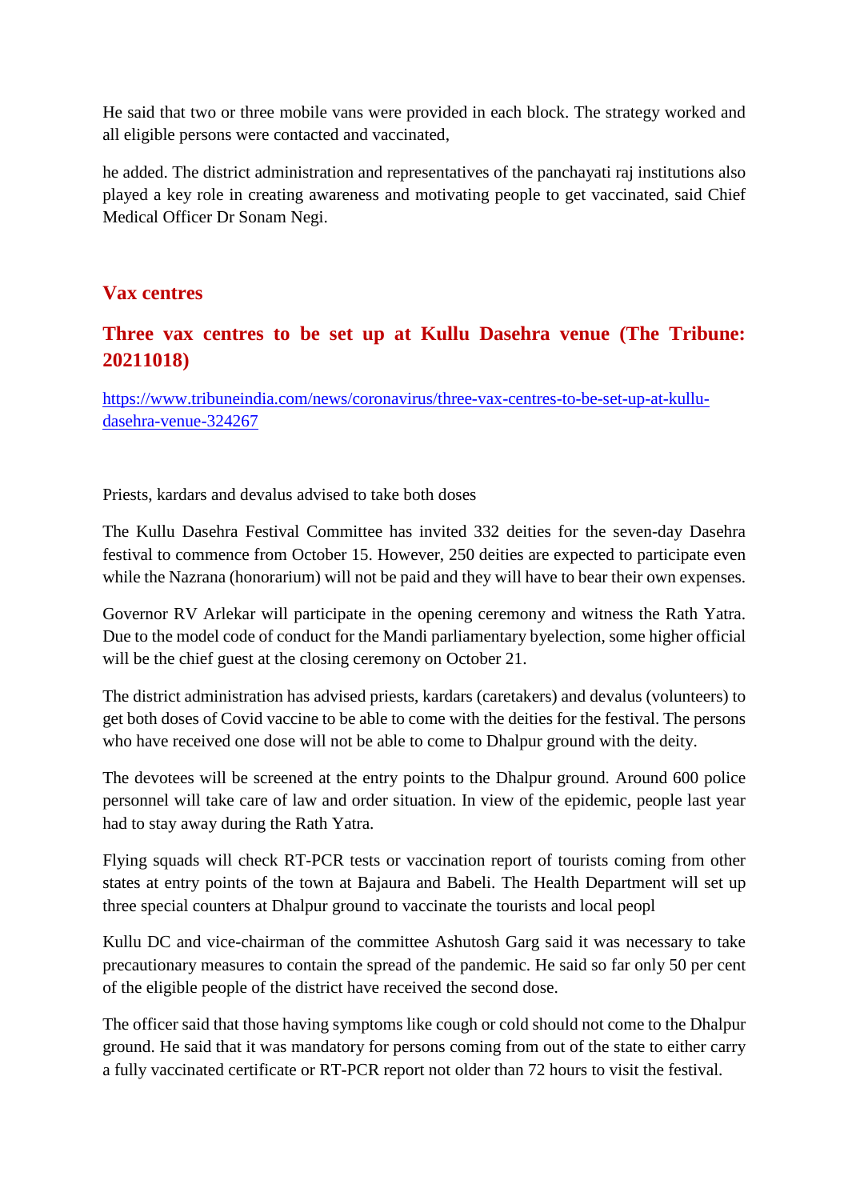He said that two or three mobile vans were provided in each block. The strategy worked and all eligible persons were contacted and vaccinated,

he added. The district administration and representatives of the panchayati raj institutions also played a key role in creating awareness and motivating people to get vaccinated, said Chief Medical Officer Dr Sonam Negi.

## Vax centres

## Three vax centres to be set up at Kullu Dasehra venue (The Tribune: 20211018)

https://www.tribuneindia.com/news/coronavirus/three-vax-centres-to-be-set-up-at-kullu-dasehra-venue-324267

Priests, kardars and devalus advised to take both doses

The Kullu Dasehra Festival Committee has invited 332 deities for the seven-day Dasehra festival to commence from October 15. However, 250 deities are expected to participate even while the Nazrana (honorarium) will not be paid and they will have to bear their own expenses.

Governor RV Arlekar will participate in the opening ceremony and witness the Rath Yatra. Due to the model code of conduct for the Mandi parliamentary byelection, some higher official will be the chief guest at the closing ceremony on October 21.

The district administration has advised priests, kardars (caretakers) and devalus (volunteers) to get both doses of Covid vaccine to be able to come with the deities for the festival. The persons who have received one dose will not be able to come to Dhalpur ground with the deity.

The devotees will be screened at the entry points to the Dhalpur ground. Around 600 police personnel will take care of law and order situation. In view of the epidemic, people last year had to stay away during the Rath Yatra.

Flying squads will check RT-PCR tests or vaccination report of tourists coming from other states at entry points of the town at Bajaura and Babeli. The Health Department will set up three special counters at Dhalpur ground to vaccinate the tourists and local peopl

Kullu DC and vice-chairman of the committee Ashutosh Garg said it was necessary to take precautionary measures to contain the spread of the pandemic. He said so far only 50 per cent of the eligible people of the district have received the second dose.

The officer said that those having symptoms like cough or cold should not come to the Dhalpur ground. He said that it was mandatory for persons coming from out of the state to either carry a fully vaccinated certificate or RT-PCR report not older than 72 hours to visit the festival.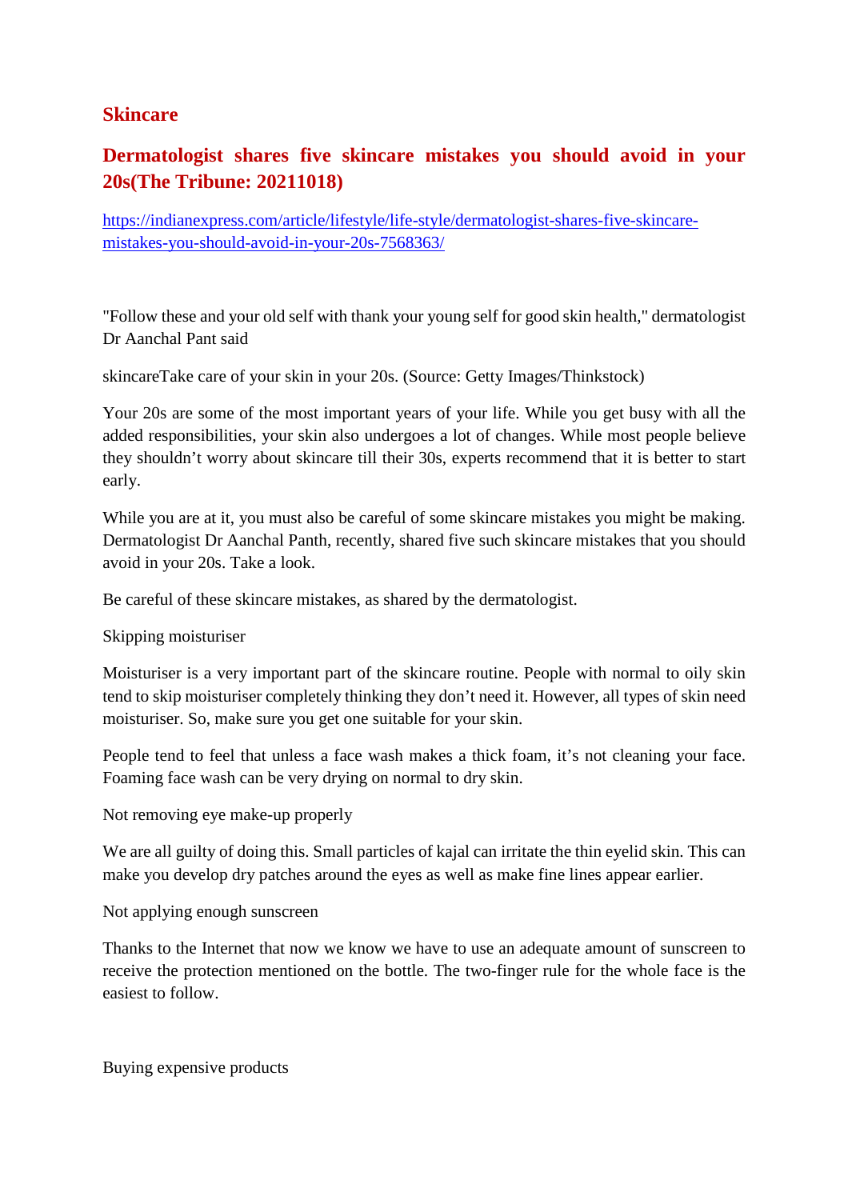## Skincare

## Dermatologist shares five skincare mistakes you should avoid in your 20s(The Tribune: 20211018)

https://indianexpress.com/article/lifestyle/life-style/dermatologist-shares-five-skincare-mistakes-you-should-avoid-in-your-20s-7568363/

"Follow these and your old self with thank your young self for good skin health," dermatologist Dr Aanchal Pant said

skincareTake care of your skin in your 20s. (Source: Getty Images/Thinkstock)

Your 20s are some of the most important years of your life. While you get busy with all the added responsibilities, your skin also undergoes a lot of changes. While most people believe they shouldn't worry about skincare till their 30s, experts recommend that it is better to start early.

While you are at it, you must also be careful of some skincare mistakes you might be making. Dermatologist Dr Aanchal Panth, recently, shared five such skincare mistakes that you should avoid in your 20s. Take a look.

Be careful of these skincare mistakes, as shared by the dermatologist.

Skipping moisturiser

Moisturiser is a very important part of the skincare routine. People with normal to oily skin tend to skip moisturiser completely thinking they don't need it. However, all types of skin need moisturiser. So, make sure you get one suitable for your skin.

People tend to feel that unless a face wash makes a thick foam, it's not cleaning your face. Foaming face wash can be very drying on normal to dry skin.

Not removing eye make-up properly

We are all guilty of doing this. Small particles of kajal can irritate the thin eyelid skin. This can make you develop dry patches around the eyes as well as make fine lines appear earlier.

Not applying enough sunscreen

Thanks to the Internet that now we know we have to use an adequate amount of sunscreen to receive the protection mentioned on the bottle. The two-finger rule for the whole face is the easiest to follow.

Buying expensive products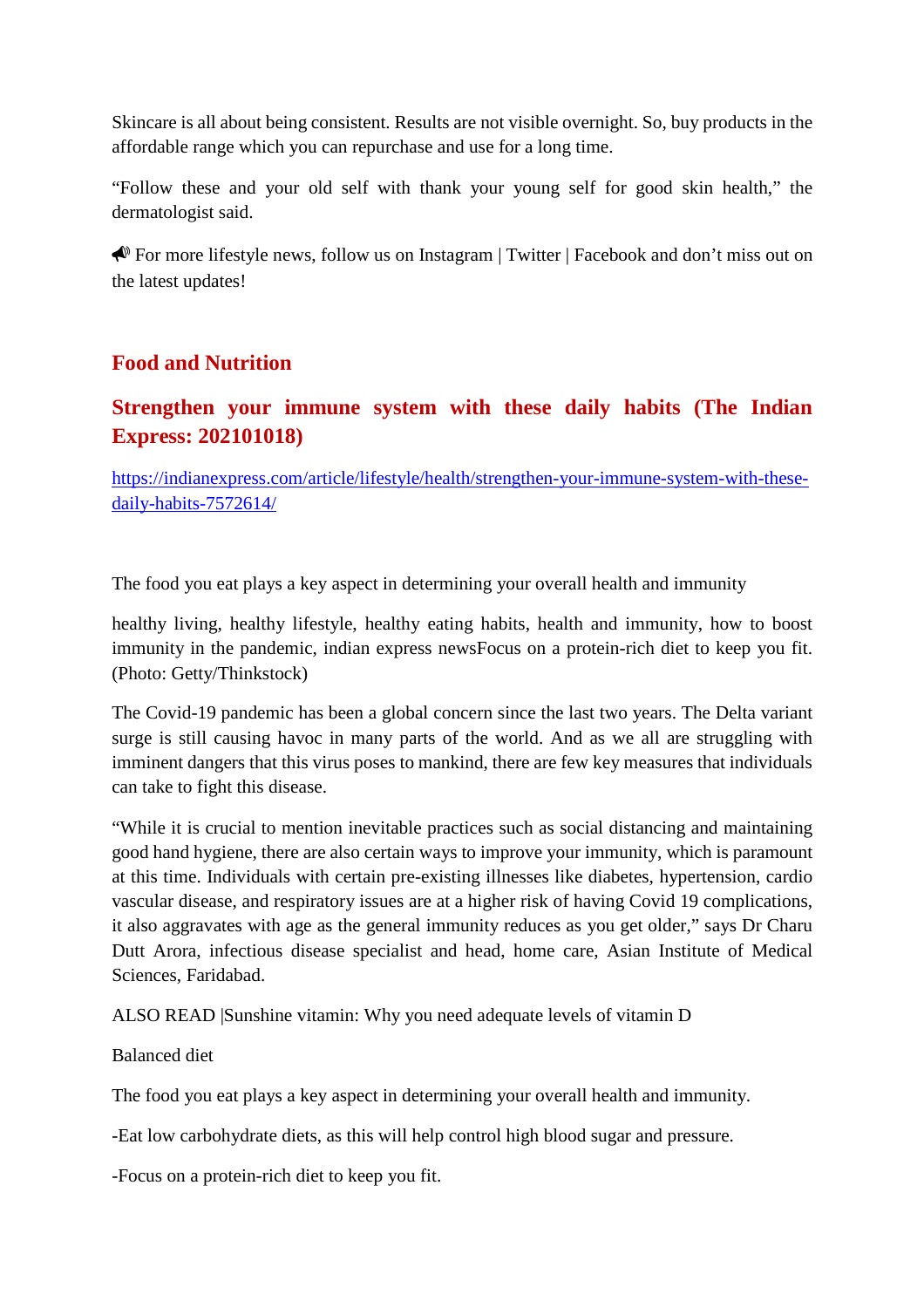Skincare is all about being consistent. Results are not visible overnight. So, buy products in the affordable range which you can repurchase and use for a long time.

"Follow these and your old self with thank your young self for good skin health," the dermatologist said.

📣 For more lifestyle news, follow us on Instagram | Twitter | Facebook and don't miss out on the latest updates!

## Food and Nutrition

## Strengthen your immune system with these daily habits (The Indian Express: 202101018)

https://indianexpress.com/article/lifestyle/health/strengthen-your-immune-system-with-these-daily-habits-7572614/

The food you eat plays a key aspect in determining your overall health and immunity

healthy living, healthy lifestyle, healthy eating habits, health and immunity, how to boost immunity in the pandemic, indian express newsFocus on a protein-rich diet to keep you fit. (Photo: Getty/Thinkstock)

The Covid-19 pandemic has been a global concern since the last two years. The Delta variant surge is still causing havoc in many parts of the world. And as we all are struggling with imminent dangers that this virus poses to mankind, there are few key measures that individuals can take to fight this disease.

"While it is crucial to mention inevitable practices such as social distancing and maintaining good hand hygiene, there are also certain ways to improve your immunity, which is paramount at this time. Individuals with certain pre-existing illnesses like diabetes, hypertension, cardio vascular disease, and respiratory issues are at a higher risk of having Covid 19 complications, it also aggravates with age as the general immunity reduces as you get older," says Dr Charu Dutt Arora, infectious disease specialist and head, home care, Asian Institute of Medical Sciences, Faridabad.

ALSO READ |Sunshine vitamin: Why you need adequate levels of vitamin D

Balanced diet

The food you eat plays a key aspect in determining your overall health and immunity.

-Eat low carbohydrate diets, as this will help control high blood sugar and pressure.

-Focus on a protein-rich diet to keep you fit.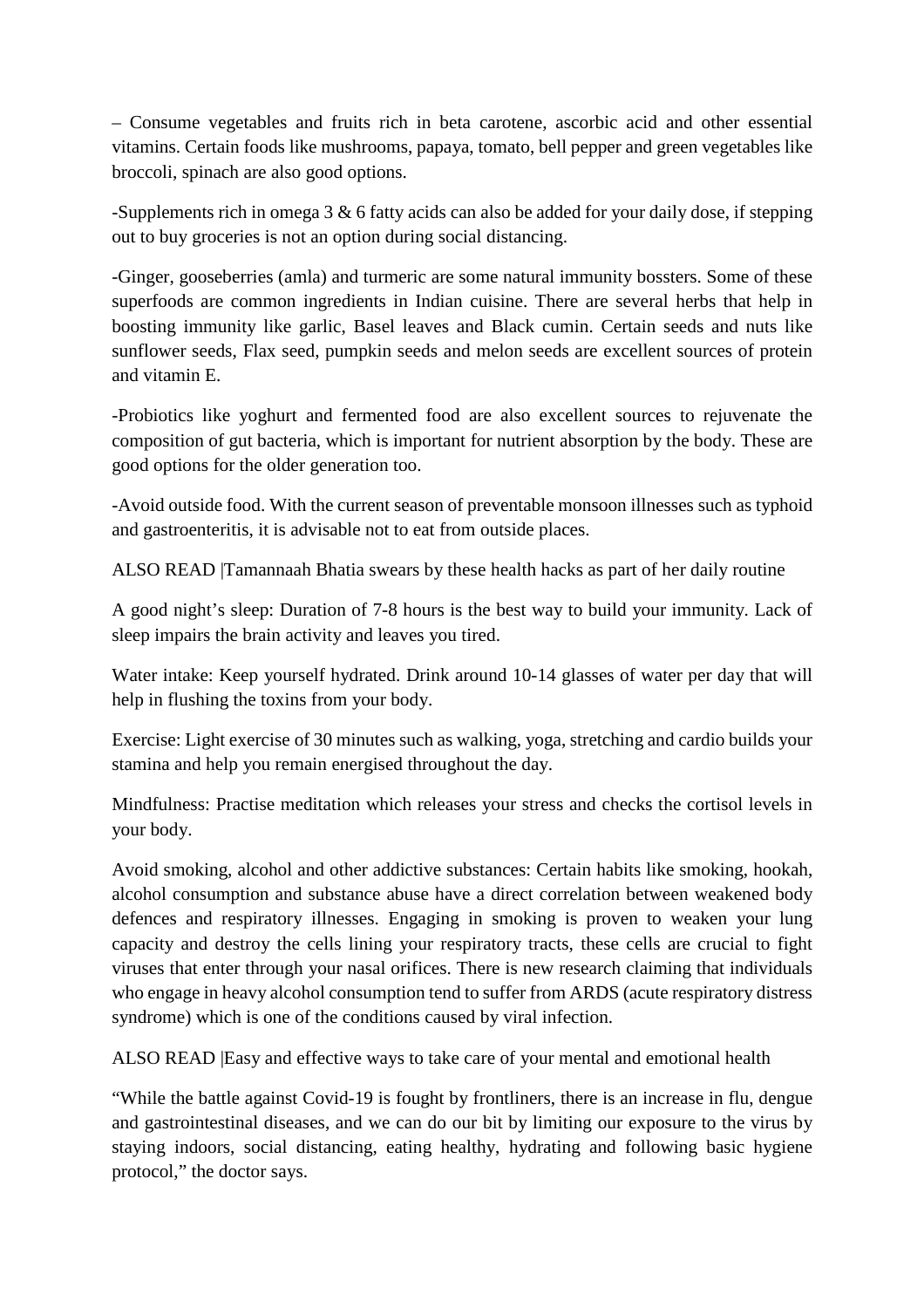– Consume vegetables and fruits rich in beta carotene, ascorbic acid and other essential vitamins. Certain foods like mushrooms, papaya, tomato, bell pepper and green vegetables like broccoli, spinach are also good options.

-Supplements rich in omega 3 & 6 fatty acids can also be added for your daily dose, if stepping out to buy groceries is not an option during social distancing.

-Ginger, gooseberries (amla) and turmeric are some natural immunity bossters. Some of these superfoods are common ingredients in Indian cuisine. There are several herbs that help in boosting immunity like garlic, Basel leaves and Black cumin. Certain seeds and nuts like sunflower seeds, Flax seed, pumpkin seeds and melon seeds are excellent sources of protein and vitamin E.

-Probiotics like yoghurt and fermented food are also excellent sources to rejuvenate the composition of gut bacteria, which is important for nutrient absorption by the body. These are good options for the older generation too.

-Avoid outside food. With the current season of preventable monsoon illnesses such as typhoid and gastroenteritis, it is advisable not to eat from outside places.

ALSO READ |Tamannaah Bhatia swears by these health hacks as part of her daily routine

A good night's sleep: Duration of 7-8 hours is the best way to build your immunity. Lack of sleep impairs the brain activity and leaves you tired.

Water intake: Keep yourself hydrated. Drink around 10-14 glasses of water per day that will help in flushing the toxins from your body.

Exercise: Light exercise of 30 minutes such as walking, yoga, stretching and cardio builds your stamina and help you remain energised throughout the day.

Mindfulness: Practise meditation which releases your stress and checks the cortisol levels in your body.

Avoid smoking, alcohol and other addictive substances: Certain habits like smoking, hookah, alcohol consumption and substance abuse have a direct correlation between weakened body defences and respiratory illnesses. Engaging in smoking is proven to weaken your lung capacity and destroy the cells lining your respiratory tracts, these cells are crucial to fight viruses that enter through your nasal orifices. There is new research claiming that individuals who engage in heavy alcohol consumption tend to suffer from ARDS (acute respiratory distress syndrome) which is one of the conditions caused by viral infection.

ALSO READ |Easy and effective ways to take care of your mental and emotional health

"While the battle against Covid-19 is fought by frontliners, there is an increase in flu, dengue and gastrointestinal diseases, and we can do our bit by limiting our exposure to the virus by staying indoors, social distancing, eating healthy, hydrating and following basic hygiene protocol," the doctor says.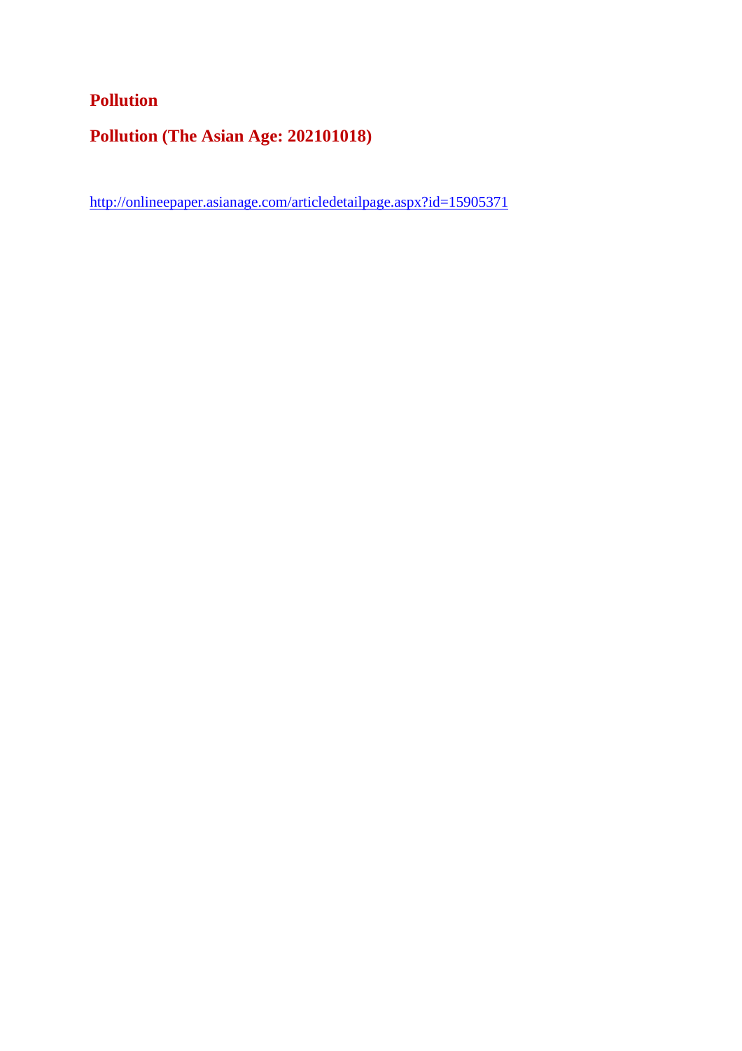# Pollution

## Pollution (The Asian Age: 202101018)

http://onlineepaper.asianage.com/articledetailpage.aspx?id=15905371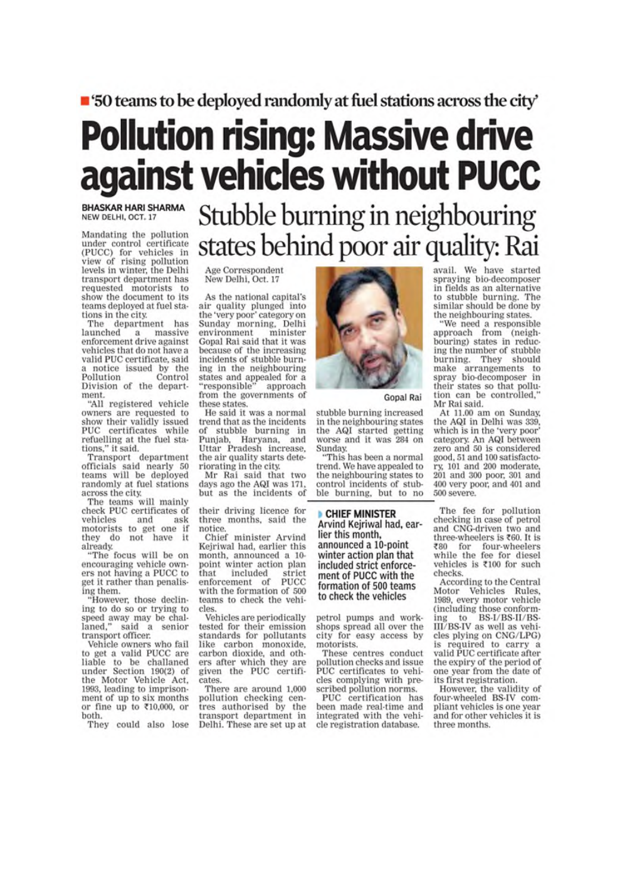■ '50 teams to be deployed randomly at fuel stations across the city'

# Pollution rising: Massive drive against vehicles without PUCC

**BHASKAR HARI SHARMA**
NEW DELHI, OCT. 17

Mandating the pollution under control certificate (PUCC) for vehicles in view of rising pollution levels in winter, the Delhi transport department has requested motorists to show the document to its teams deployed at fuel stations in the city.

The department has launched a massive enforcement drive against vehicles that do not have a valid PUC certificate, said a notice issued by the Pollution Control Division of the department.

"All registered vehicle owners are requested to show their validly issued PUC certificates while refuelling at the fuel stations," it said.

Transport department officials said nearly 50 teams will be deployed randomly at fuel stations across the city.

The teams will mainly check PUC certificates of vehicles and ask motorists to get one if they do not have it already.

"The focus will be on encouraging vehicle owners not having a PUCC to get it rather than penalising them.

"However, those declining to do so or trying to speed away may be challaned," said a senior transport officer.

Vehicle owners who fail to get a valid PUCC are liable to be challaned under Section 190(2) of the Motor Vehicle Act, 1993, leading to imprisonment of up to six months or fine up to ₹10,000, or both.

They could also lose their driving licence for three months, said the notice.

Chief minister Arvind Kejriwal had, earlier this month, announced a 10-point winter action plan that included strict enforcement of PUCC with the formation of 500 teams to check the vehicles.

Vehicles are periodically tested for their emission standards for pollutants like carbon monoxide, carbon dioxide, and others after which they are given the PUC certificates.

There are around 1,000 pollution checking centres authorised by the transport department in Delhi. These are set up at petrol pumps and workshops spread all over the city for easy access by motorists.

These centres conduct pollution checks and issue PUC certificates to vehicles complying with prescribed pollution norms.

PUC certification has been made real-time and integrated with the vehicle registration database.

> **CHIEF MINISTER** Arvind Kejriwal had, earlier this month, announced a 10-point winter action plan that included strict enforcement of PUCC with the formation of 500 teams to check the vehicles

The fee for pollution checking in case of petrol and CNG-driven two and three-wheelers is ₹60. It is ₹80 for four-wheelers while the fee for diesel vehicles is ₹100 for such checks.

According to the Central Motor Vehicles Rules, 1989, every motor vehicle (including those conforming to BS-I/BS-II/BS-III/BS-IV as well as vehicles plying on CNG/LPG) is required to carry a valid PUC certificate after the expiry of the period of one year from the date of its first registration.

However, the validity of four-wheeled BS-IV compliant vehicles is one year and for other vehicles it is three months.

## Stubble burning in neighbouring states behind poor air quality: Rai

Age Correspondent
New Delhi, Oct. 17

As the national capital's air quality plunged into the 'very poor' category on Sunday morning, Delhi environment minister Gopal Rai said that it was because of the increasing incidents of stubble burning in the neighbouring states and appealed for a "responsible" approach from the governments of these states.

He said it was a normal trend that as the incidents of stubble burning in Punjab, Haryana, and Uttar Pradesh increase, the air quality starts deteriorating in the city.

Mr Rai said that two days ago the AQI was 171, but as the incidents of stubble burning increased in the neighbouring states the AQI started getting worse and it was 284 on Sunday.

Gopal Rai

"This has been a normal trend. We have appealed to the neighbouring states to control incidents of stubble burning, but to no avail. We have started spraying bio-decomposer in fields as an alternative to stubble burning. The similar should be done by the neighbouring states.

"We need a responsible approach from (neighbouring) states in reducing the number of stubble burning. They should make arrangements to spray bio-decomposer in their states so that pollution can be controlled," Mr Rai said.

At 11.00 am on Sunday, the AQI in Delhi was 339, which is in the 'very poor' category. An AQI between zero and 50 is considered good, 51 and 100 satisfactory, 101 and 200 moderate, 201 and 300 poor, 301 and 400 very poor, and 401 and 500 severe.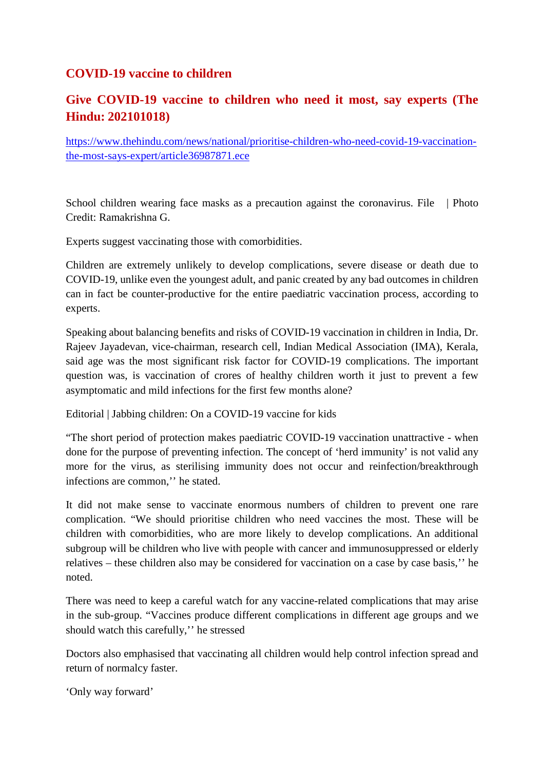## COVID-19 vaccine to children

## Give COVID-19 vaccine to children who need it most, say experts (The Hindu: 202101018)

[https://www.thehindu.com/news/national/prioritise-children-who-need-covid-19-vaccination-the-most-says-expert/article36987871.ece](https://www.thehindu.com/news/national/prioritise-children-who-need-covid-19-vaccination-the-most-says-expert/article36987871.ece)

School children wearing face masks as a precaution against the coronavirus. File | Photo Credit: Ramakrishna G.

Experts suggest vaccinating those with comorbidities.

Children are extremely unlikely to develop complications, severe disease or death due to COVID-19, unlike even the youngest adult, and panic created by any bad outcomes in children can in fact be counter-productive for the entire paediatric vaccination process, according to experts.

Speaking about balancing benefits and risks of COVID-19 vaccination in children in India, Dr. Rajeev Jayadevan, vice-chairman, research cell, Indian Medical Association (IMA), Kerala, said age was the most significant risk factor for COVID-19 complications. The important question was, is vaccination of crores of healthy children worth it just to prevent a few asymptomatic and mild infections for the first few months alone?

Editorial | Jabbing children: On a COVID-19 vaccine for kids

"The short period of protection makes paediatric COVID-19 vaccination unattractive - when done for the purpose of preventing infection. The concept of 'herd immunity' is not valid any more for the virus, as sterilising immunity does not occur and reinfection/breakthrough infections are common,'' he stated.

It did not make sense to vaccinate enormous numbers of children to prevent one rare complication. "We should prioritise children who need vaccines the most. These will be children with comorbidities, who are more likely to develop complications. An additional subgroup will be children who live with people with cancer and immunosuppressed or elderly relatives – these children also may be considered for vaccination on a case by case basis,'' he noted.

There was need to keep a careful watch for any vaccine-related complications that may arise in the sub-group. "Vaccines produce different complications in different age groups and we should watch this carefully,'' he stressed

Doctors also emphasised that vaccinating all children would help control infection spread and return of normalcy faster.

'Only way forward'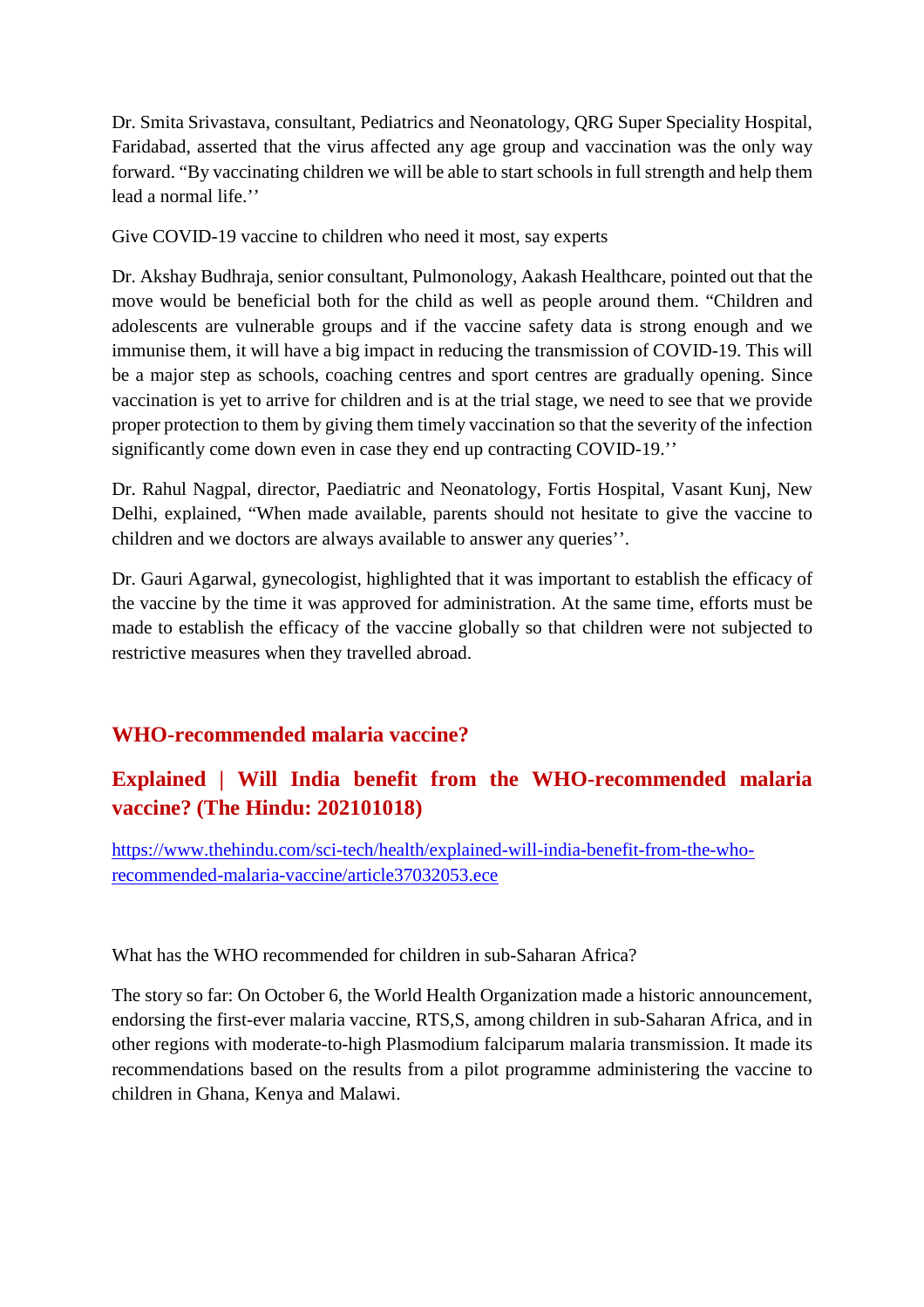Dr. Smita Srivastava, consultant, Pediatrics and Neonatology, QRG Super Speciality Hospital, Faridabad, asserted that the virus affected any age group and vaccination was the only way forward. “By vaccinating children we will be able to start schools in full strength and help them lead a normal life.’’

Give COVID-19 vaccine to children who need it most, say experts

Dr. Akshay Budhraja, senior consultant, Pulmonology, Aakash Healthcare, pointed out that the move would be beneficial both for the child as well as people around them. “Children and adolescents are vulnerable groups and if the vaccine safety data is strong enough and we immunise them, it will have a big impact in reducing the transmission of COVID-19. This will be a major step as schools, coaching centres and sport centres are gradually opening. Since vaccination is yet to arrive for children and is at the trial stage, we need to see that we provide proper protection to them by giving them timely vaccination so that the severity of the infection significantly come down even in case they end up contracting COVID-19.’’

Dr. Rahul Nagpal, director, Paediatric and Neonatology, Fortis Hospital, Vasant Kunj, New Delhi, explained, “When made available, parents should not hesitate to give the vaccine to children and we doctors are always available to answer any queries’’.

Dr. Gauri Agarwal, gynecologist, highlighted that it was important to establish the efficacy of the vaccine by the time it was approved for administration. At the same time, efforts must be made to establish the efficacy of the vaccine globally so that children were not subjected to restrictive measures when they travelled abroad.

## WHO-recommended malaria vaccine?

## Explained | Will India benefit from the WHO-recommended malaria vaccine? (The Hindu: 202101018)

https://www.thehindu.com/sci-tech/health/explained-will-india-benefit-from-the-who-recommended-malaria-vaccine/article37032053.ece

What has the WHO recommended for children in sub-Saharan Africa?

The story so far: On October 6, the World Health Organization made a historic announcement, endorsing the first-ever malaria vaccine, RTS,S, among children in sub-Saharan Africa, and in other regions with moderate-to-high Plasmodium falciparum malaria transmission. It made its recommendations based on the results from a pilot programme administering the vaccine to children in Ghana, Kenya and Malawi.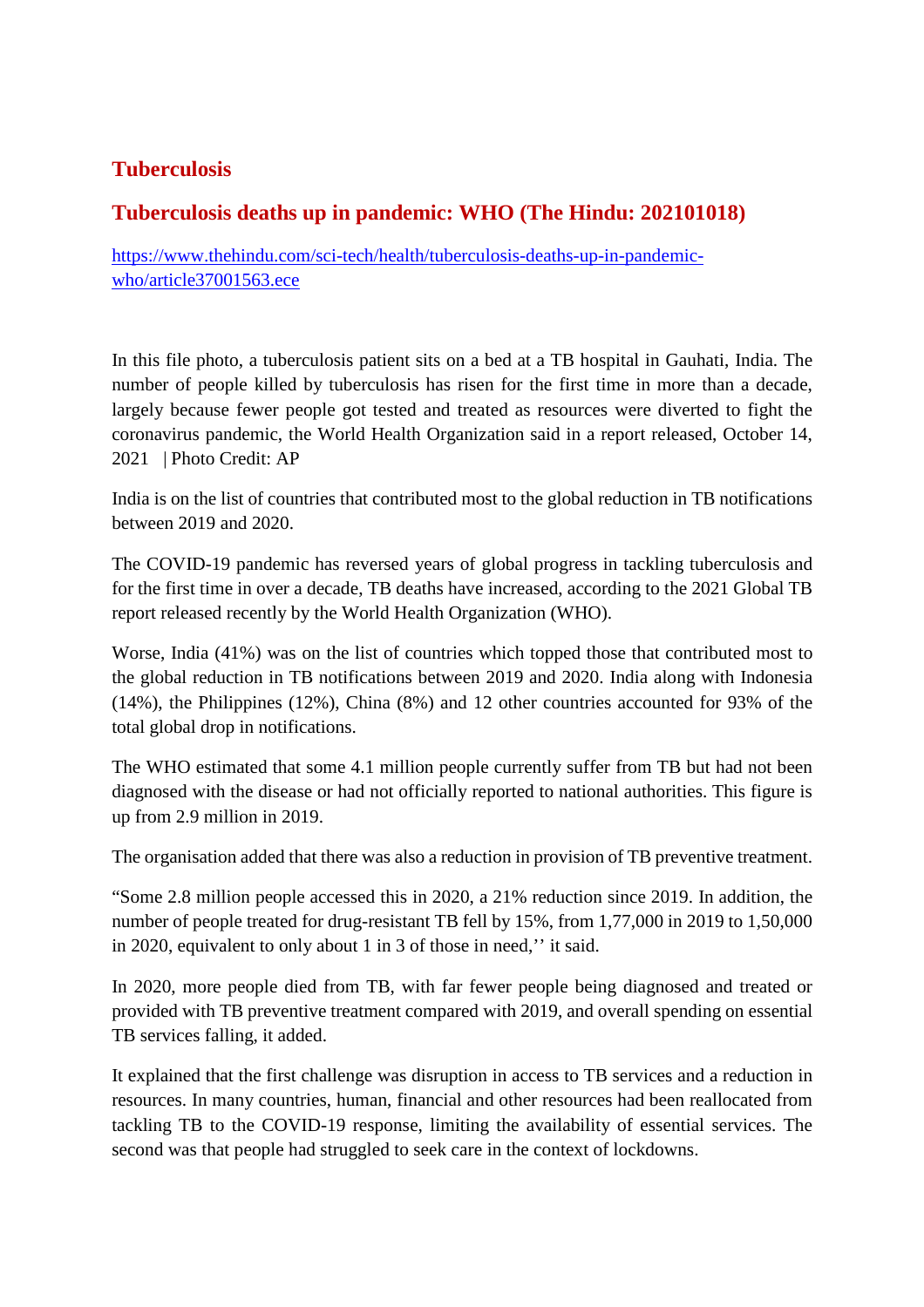## Tuberculosis

### Tuberculosis deaths up in pandemic: WHO (The Hindu: 202101018)

https://www.thehindu.com/sci-tech/health/tuberculosis-deaths-up-in-pandemic-who/article37001563.ece

In this file photo, a tuberculosis patient sits on a bed at a TB hospital in Gauhati, India. The number of people killed by tuberculosis has risen for the first time in more than a decade, largely because fewer people got tested and treated as resources were diverted to fight the coronavirus pandemic, the World Health Organization said in a report released, October 14, 2021 | Photo Credit: AP

India is on the list of countries that contributed most to the global reduction in TB notifications between 2019 and 2020.

The COVID-19 pandemic has reversed years of global progress in tackling tuberculosis and for the first time in over a decade, TB deaths have increased, according to the 2021 Global TB report released recently by the World Health Organization (WHO).

Worse, India (41%) was on the list of countries which topped those that contributed most to the global reduction in TB notifications between 2019 and 2020. India along with Indonesia (14%), the Philippines (12%), China (8%) and 12 other countries accounted for 93% of the total global drop in notifications.

The WHO estimated that some 4.1 million people currently suffer from TB but had not been diagnosed with the disease or had not officially reported to national authorities. This figure is up from 2.9 million in 2019.

The organisation added that there was also a reduction in provision of TB preventive treatment.

“Some 2.8 million people accessed this in 2020, a 21% reduction since 2019. In addition, the number of people treated for drug-resistant TB fell by 15%, from 1,77,000 in 2019 to 1,50,000 in 2020, equivalent to only about 1 in 3 of those in need,’’ it said.

In 2020, more people died from TB, with far fewer people being diagnosed and treated or provided with TB preventive treatment compared with 2019, and overall spending on essential TB services falling, it added.

It explained that the first challenge was disruption in access to TB services and a reduction in resources. In many countries, human, financial and other resources had been reallocated from tackling TB to the COVID-19 response, limiting the availability of essential services. The second was that people had struggled to seek care in the context of lockdowns.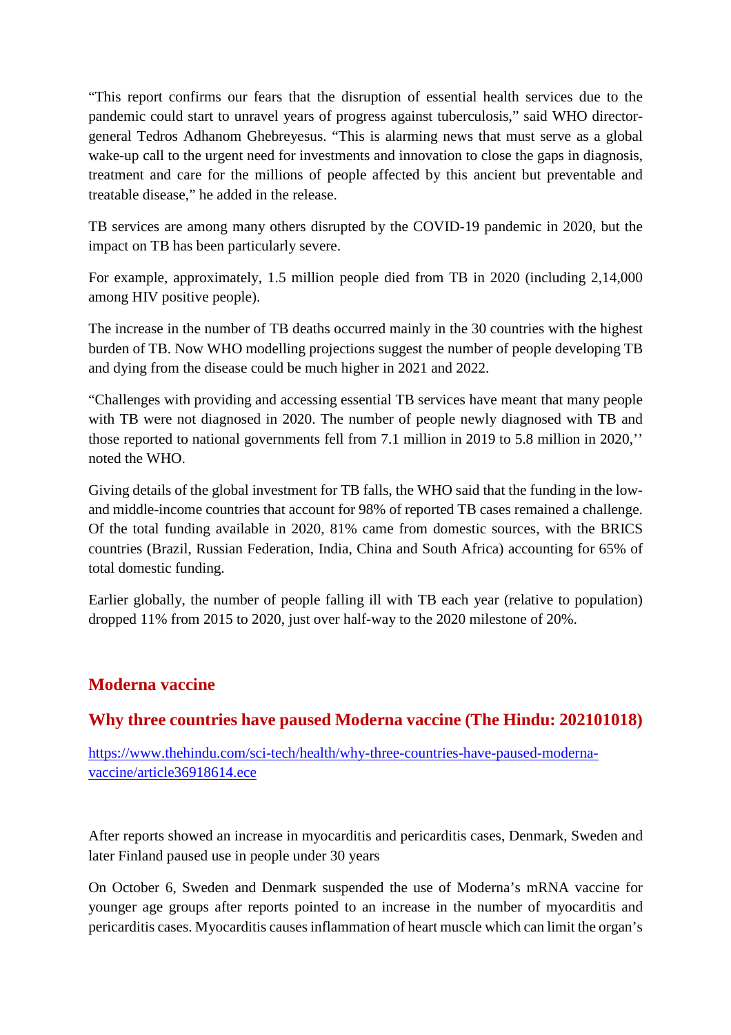"This report confirms our fears that the disruption of essential health services due to the pandemic could start to unravel years of progress against tuberculosis," said WHO director-general Tedros Adhanom Ghebreyesus. "This is alarming news that must serve as a global wake-up call to the urgent need for investments and innovation to close the gaps in diagnosis, treatment and care for the millions of people affected by this ancient but preventable and treatable disease," he added in the release.

TB services are among many others disrupted by the COVID-19 pandemic in 2020, but the impact on TB has been particularly severe.

For example, approximately, 1.5 million people died from TB in 2020 (including 2,14,000 among HIV positive people).

The increase in the number of TB deaths occurred mainly in the 30 countries with the highest burden of TB. Now WHO modelling projections suggest the number of people developing TB and dying from the disease could be much higher in 2021 and 2022.

"Challenges with providing and accessing essential TB services have meant that many people with TB were not diagnosed in 2020. The number of people newly diagnosed with TB and those reported to national governments fell from 7.1 million in 2019 to 5.8 million in 2020,'' noted the WHO.

Giving details of the global investment for TB falls, the WHO said that the funding in the low- and middle-income countries that account for 98% of reported TB cases remained a challenge. Of the total funding available in 2020, 81% came from domestic sources, with the BRICS countries (Brazil, Russian Federation, India, China and South Africa) accounting for 65% of total domestic funding.

Earlier globally, the number of people falling ill with TB each year (relative to population) dropped 11% from 2015 to 2020, just over half-way to the 2020 milestone of 20%.

## Moderna vaccine

## Why three countries have paused Moderna vaccine (The Hindu: 202101018)

https://www.thehindu.com/sci-tech/health/why-three-countries-have-paused-moderna-vaccine/article36918614.ece

After reports showed an increase in myocarditis and pericarditis cases, Denmark, Sweden and later Finland paused use in people under 30 years

On October 6, Sweden and Denmark suspended the use of Moderna's mRNA vaccine for younger age groups after reports pointed to an increase in the number of myocarditis and pericarditis cases. Myocarditis causes inflammation of heart muscle which can limit the organ's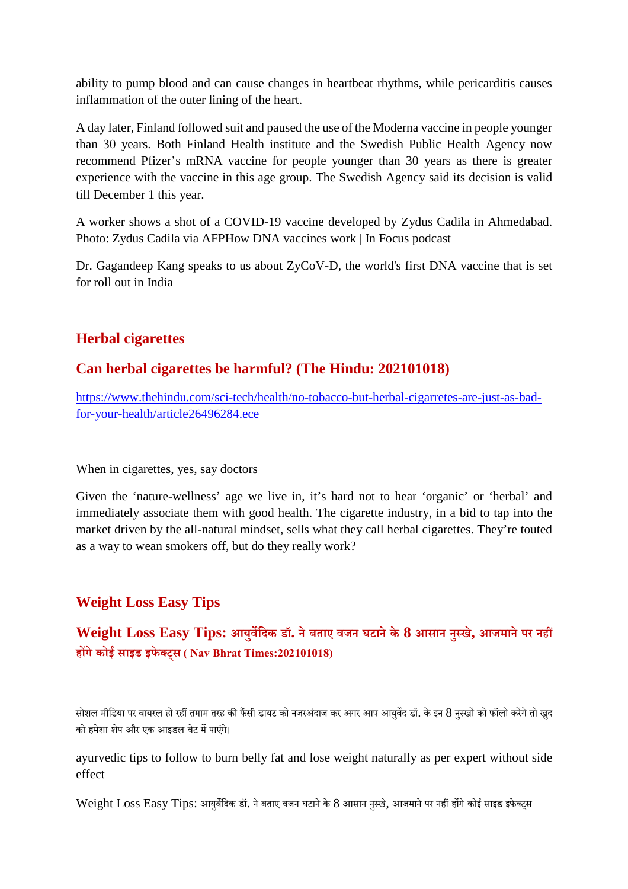ability to pump blood and can cause changes in heartbeat rhythms, while pericarditis causes inflammation of the outer lining of the heart.

A day later, Finland followed suit and paused the use of the Moderna vaccine in people younger than 30 years. Both Finland Health institute and the Swedish Public Health Agency now recommend Pfizer's mRNA vaccine for people younger than 30 years as there is greater experience with the vaccine in this age group. The Swedish Agency said its decision is valid till December 1 this year.

A worker shows a shot of a COVID-19 vaccine developed by Zydus Cadila in Ahmedabad. Photo: Zydus Cadila via AFPHow DNA vaccines work | In Focus podcast

Dr. Gagandeep Kang speaks to us about ZyCoV-D, the world's first DNA vaccine that is set for roll out in India

## Herbal cigarettes

### Can herbal cigarettes be harmful? (The Hindu: 202101018)

[https://www.thehindu.com/sci-tech/health/no-tobacco-but-herbal-cigarretes-are-just-as-bad-for-your-health/article26496284.ece](https://www.thehindu.com/sci-tech/health/no-tobacco-but-herbal-cigarretes-are-just-as-bad-for-your-health/article26496284.ece)

When in cigarettes, yes, say doctors

Given the 'nature-wellness' age we live in, it's hard not to hear 'organic' or 'herbal' and immediately associate them with good health. The cigarette industry, in a bid to tap into the market driven by the all-natural mindset, sells what they call herbal cigarettes. They're touted as a way to wean smokers off, but do they really work?

## Weight Loss Easy Tips

### Weight Loss Easy Tips: आयुर्वेदिक डॉ. ने बताए वजन घटाने के 8 आसान नुस्खे, आजमाने पर नहीं होंगे कोई साइड इफेक्ट्स ( Nav Bhrat Times:202101018)

सोशल मीडिया पर वायरल हो रहीं तमाम तरह की फैंसी डायट को नजरअंदाज कर अगर आप आयुर्वेद डॉ. के इन 8 नुस्खों को फॉलो करेंगे तो खुद को हमेशा शेप और एक आइडल वेट में पाएंगे।

ayurvedic tips to follow to burn belly fat and lose weight naturally as per expert without side effect

Weight Loss Easy Tips: आयुर्वेदिक डॉ. ने बताए वजन घटाने के 8 आसान नुस्खे, आजमाने पर नहीं होंगे कोई साइड इफेक्ट्स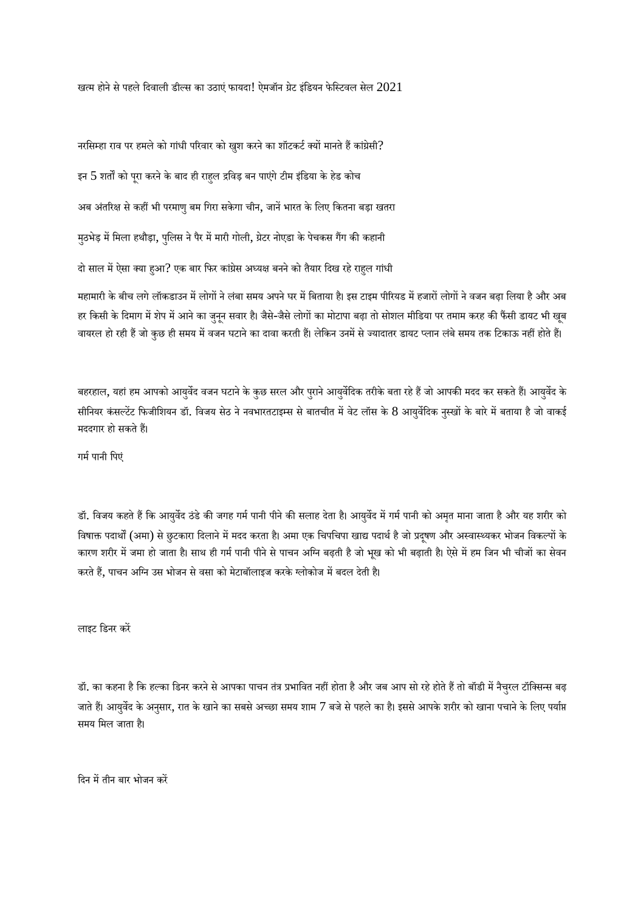खत्म होने से पहले दिवाली डील्स का उठाएं फायदा! ऐमजॉन ग्रेट इंडियन फेस्टिवल सेल 2021

नरसिम्हा राव पर हमले को गांधी परिवार को खुश करने का शॉटकर्ट क्यों मानते हैं कांग्रेसी?

इन 5 शर्तों को पूरा करने के बाद ही राहुल द्रविड़ बन पाएंगे टीम इंडिया के हेड कोच

अब अंतरिक्ष से कहीं भी परमाणु बम गिरा सकेगा चीन, जानें भारत के लिए कितना बड़ा खतरा

मुठभेड़ में मिला हथौड़ा, पुलिस ने पैर में मारी गोली, ग्रेटर नोएडा के पेचकस गैंग की कहानी

दो साल में ऐसा क्या हुआ? एक बार फिर कांग्रेस अध्यक्ष बनने को तैयार दिख रहे राहुल गांधी

महामारी के बीच लगे लॉकडाउन में लोगों ने लंबा समय अपने घर में बिताया है। इस टाइम पीरियड में हजारों लोगों ने वजन बढ़ा लिया है और अब हर किसी के दिमाग में शेप में आने का जुनून सवार है। जैसे-जैसे लोगों का मोटापा बढ़ा तो सोशल मीडिया पर तमाम करह की फैंसी डायट भी खूब वायरल हो रही हैं जो कुछ ही समय में वजन घटाने का दावा करती हैं। लेकिन उनमें से ज्यादातर डायट प्लान लंबे समय तक टिकाऊ नहीं होते हैं।

बहरहाल, यहां हम आपको आयुर्वेद वजन घटाने के कुछ सरल और पुराने आयुर्वेदिक तरीके बता रहे हैं जो आपकी मदद कर सकते हैं। आयुर्वेद के सीनियर कंसल्टेंट फिजीशियन डॉ. विजय सेठ ने नवभारतटाइम्स से बातचीत में वेट लॉस के 8 आयुर्वेदिक नुस्खों के बारे में बताया है जो वाकई मददगार हो सकते हैं।

गर्म पानी पिएं

डॉ. विजय कहते हैं कि आयुर्वेद ठंडे की जगह गर्म पानी पीने की सलाह देता है। आयुर्वेद में गर्म पानी को अमृत माना जाता है और यह शरीर को विषाक्त पदार्थों (अमा) से छुटकारा दिलाने में मदद करता है। अमा एक चिपचिपा खाद्य पदार्थ है जो प्रदूषण और अस्वास्थ्यकर भोजन विकल्पों के कारण शरीर में जमा हो जाता है। साथ ही गर्म पानी पीने से पाचन अग्नि बढ़ती है जो भूख को भी बढ़ाती है। ऐसे में हम जिन भी चीजों का सेवन करते हैं, पाचन अग्नि उस भोजन से वसा को मेटाबॉलाइज करके ग्लोकोज में बदल देती है।

लाइट डिनर करें

डॉ. का कहना है कि हल्का डिनर करने से आपका पाचन तंत्र प्रभावित नहीं होता है और जब आप सो रहे होते हैं तो बॉडी में नैचुरल टॉक्सिन्स बढ़ जाते हैं। आयुर्वेद के अनुसार, रात के खाने का सबसे अच्छा समय शाम 7 बजे से पहले का है। इससे आपके शरीर को खाना पचाने के लिए पर्याप्त समय मिल जाता है।

दिन में तीन बार भोजन करें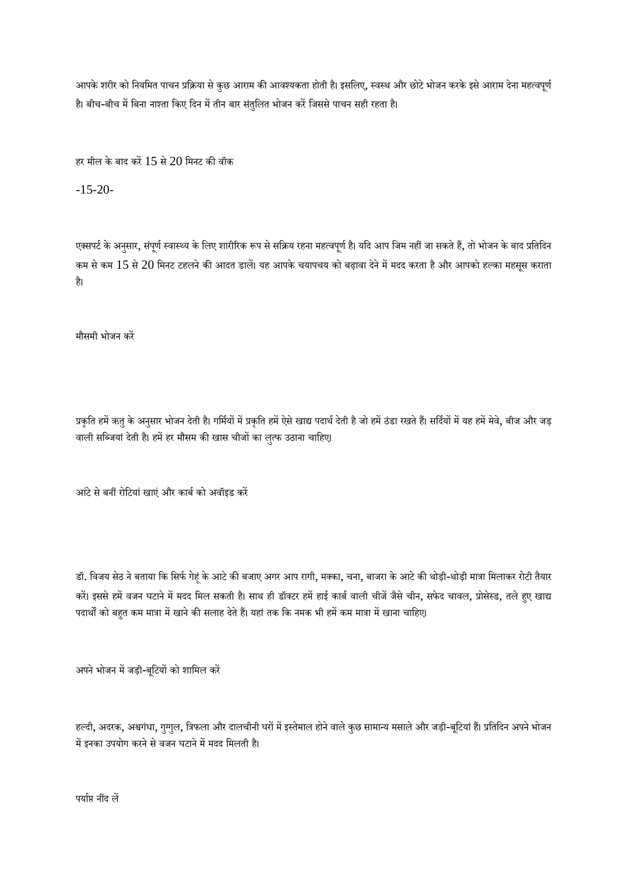आपके शरीर को नियमित पाचन प्रक्रिया से कुछ आराम की आवश्यकता होती है। इसलिए, स्वस्थ और छोटे भोजन करके इसे आराम देना महत्वपूर्ण है। बीच-बीच में बिना नाश्ता किए दिन में तीन बार संतुलित भोजन करें जिससे पाचन सही रहता है।

हर मील के बाद करें 15 से 20 मिनट की वॉक

-15-20-

एक्सपर्ट के अनुसार, संपूर्ण स्वास्थ्य के लिए शारीरिक रूप से सक्रिय रहना महत्वपूर्ण है। यदि आप जिम नहीं जा सकते हैं, तो भोजन के बाद प्रतिदिन कम से कम 15 से 20 मिनट टहलने की आदत डालें। यह आपके चयापचय को बढ़ावा देने में मदद करता है और आपको हल्का महसूस कराता है।

मौसमी भोजन करें

प्रकृति हमें ऋतु के अनुसार भोजन देती है। गर्मियों में प्रकृति हमें ऐसे खाद्य पदार्थ देती है जो हमें ठंडा रखते हैं। सर्दियों में यह हमें मेवे, बीज और जड़ वाली सब्जियां देती है। हमें हर मौसम की खास चीजों का लुत्फ उठाना चाहिए।

आंटे से बनीं रोटियां खाएं और कार्ब को अवॉइड करें

डॉ. विजय सेठ ने बताया कि सिर्फ गेहूं के आटे की बजाए अगर आप रागी, मक्का, चना, बाजरा के आटे की थोड़ी-थोड़ी मात्रा मिलाकर रोटी तैयार करें। इससे हमें वजन घटाने में मदद मिल सकती है। साथ ही डॉक्टर हमें हाई कार्ब वाली चीजें जैसे चीन, सफेद चावल, प्रोसेस्ड, तले हुए खाद्य पदार्थों को बहुत कम मात्रा में खाने की सलाह देते हैं। यहां तक कि नमक भी हमें कम मात्रा में खाना चाहिए।

अपने भोजन में जड़ी-बूटियों को शामिल करें

हल्दी, अदरक, अश्वगंधा, गुग्गुल, त्रिफला और दालचीनी घरों में इस्तेमाल होने वाले कुछ सामान्य मसाले और जड़ी-बूटियां हैं। प्रतिदिन अपने भोजन में इनका उपयोग करने से वजन घटाने में मदद मिलती है।

पर्याप्त नींद लें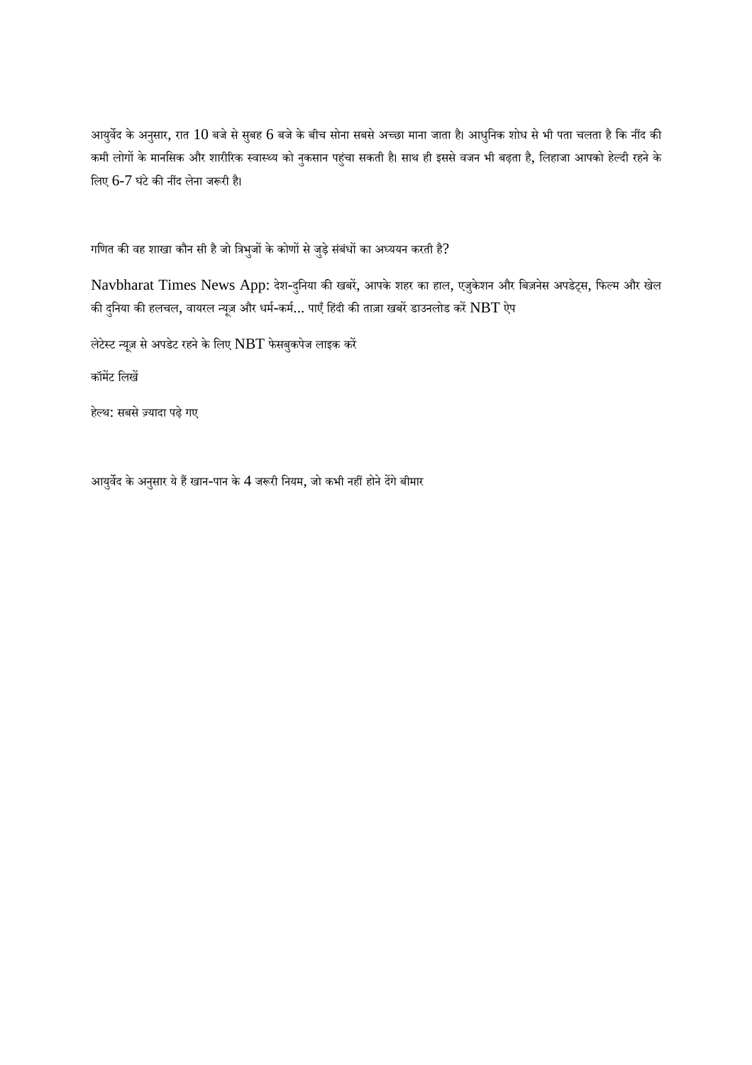आयुर्वेद के अनुसार, रात 10 बजे से सुबह 6 बजे के बीच सोना सबसे अच्छा माना जाता है। आधुनिक शोध से भी पता चलता है कि नींद की कमी लोगों के मानसिक और शारीरिक स्वास्थ्य को नुकसान पहुंचा सकती है। साथ ही इससे वजन भी बढ़ता है, लिहाजा आपको हेल्दी रहने के लिए 6-7 घंटे की नींद लेना जरूरी है।

गणित की वह शाखा कौन सी है जो त्रिभुजों के कोणों से जुड़े संबंधों का अध्ययन करती है?

Navbharat Times News App: देश-दुनिया की खबरें, आपके शहर का हाल, एजुकेशन और बिज़नेस अपडेट्स, फिल्म और खेल की दुनिया की हलचल, वायरल न्यूज़ और धर्म-कर्म... पाएँ हिंदी की ताज़ा खबरें डाउनलोड करें NBT ऐप

लेटेस्ट न्यूज़ से अपडेट रहने के लिए NBT फेसबुकपेज लाइक करें

कॉमेंट लिखें

हेल्थ: सबसे ज़्यादा पढ़े गए

आयुर्वेद के अनुसार ये हैं खान-पान के 4 जरूरी नियम, जो कभी नहीं होने देंगे बीमार